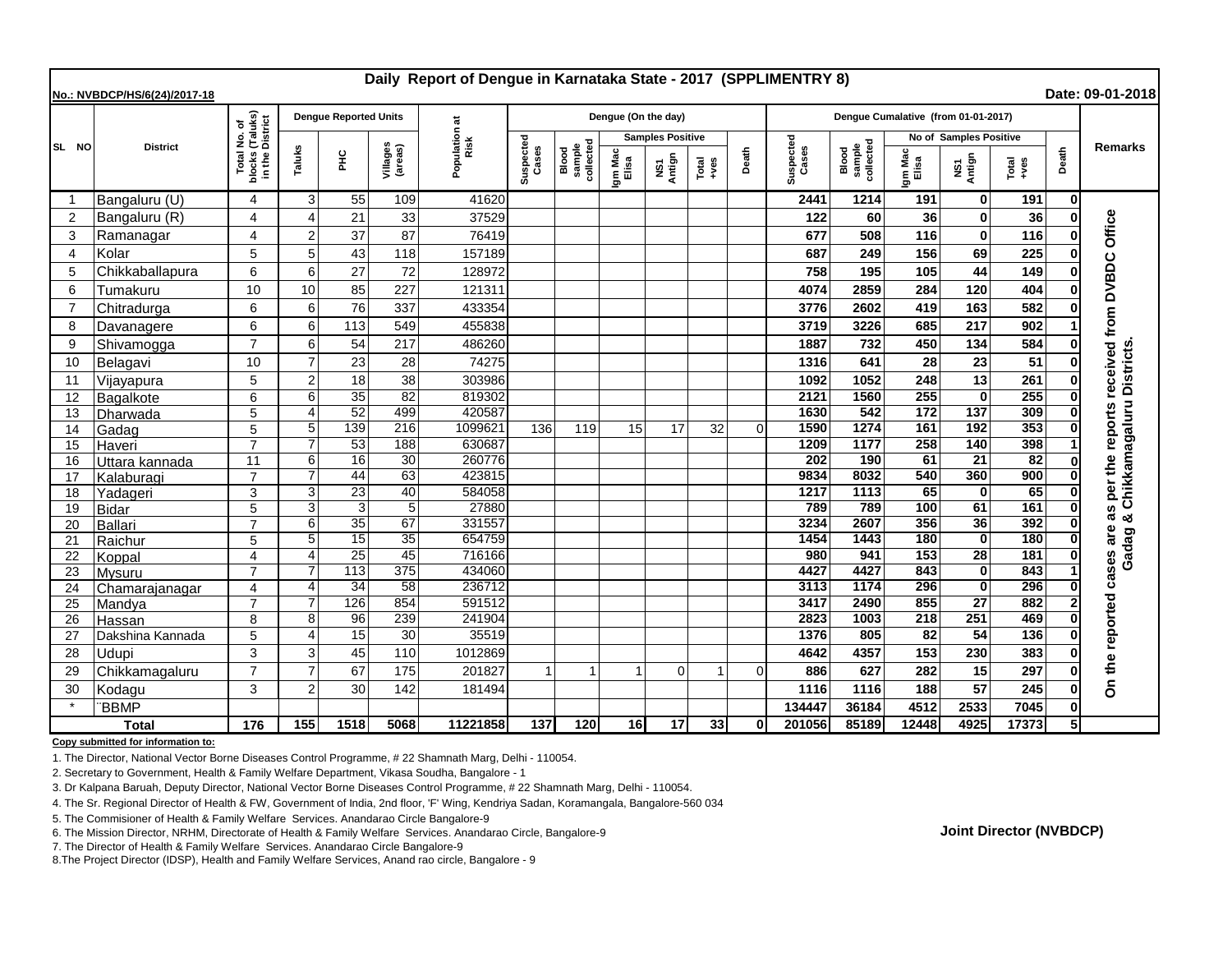# Daily Report of Dengue in Karnataka State - 2017 (SPPLIMENTRY 8)

**No.: NVBDCP/HS/6(24)/2017-18** **Date: 09-01-2018**

| SL NO | District | Total No. of blocks (Taluks) in the District | Dengue Reported Units | | | Population at Risk | Dengue (On the day) | | | | | | Dengue Cumalative (from 01-01-2017) | | | | | | Remarks |
|---|---|---|---|---|---|---|---|---|---|---|---|---|---|---|---|---|---|---|---|
| | | | Taluks | PHC | Villages (areas) | | Suspected Cases | Blood sample collected | Samples Positive | | | Death | Suspected Cases | Blood sample collected | No of Samples Positive | | | Death | |
| | | | | | | | | | Igm Mac Elisa | NS1 Antign | Total +ves | | | | Igm Mac Elisa | NS1 Antign | Total +ves | | |
| 1 | Bangaluru (U) | 4 | 3 | 55 | 109 | 41620 | | | | | | | 2441 | 1214 | 191 | 0 | 191 | 0 | On the reported cases are as per the reports received from DVBDC Office Gadag & Chikkamagaluru Districts. |
| 2 | Bangaluru (R) | 4 | 4 | 21 | 33 | 37529 | | | | | | | 122 | 60 | 36 | 0 | 36 | 0 | |
| 3 | Ramanagar | 4 | 2 | 37 | 87 | 76419 | | | | | | | 677 | 508 | 116 | 0 | 116 | 0 | |
| 4 | Kolar | 5 | 5 | 43 | 118 | 157189 | | | | | | | 687 | 249 | 156 | 69 | 225 | 0 | |
| 5 | Chikkaballapura | 6 | 6 | 27 | 72 | 128972 | | | | | | | 758 | 195 | 105 | 44 | 149 | 0 | |
| 6 | Tumakuru | 10 | 10 | 85 | 227 | 121311 | | | | | | | 4074 | 2859 | 284 | 120 | 404 | 0 | |
| 7 | Chitradurga | 6 | 6 | 76 | 337 | 433354 | | | | | | | 3776 | 2602 | 419 | 163 | 582 | 0 | |
| 8 | Davanagere | 6 | 6 | 113 | 549 | 455838 | | | | | | | 3719 | 3226 | 685 | 217 | 902 | 1 | |
| 9 | Shivamogga | 7 | 6 | 54 | 217 | 486260 | | | | | | | 1887 | 732 | 450 | 134 | 584 | 0 | |
| 10 | Belagavi | 10 | 7 | 23 | 28 | 74275 | | | | | | | 1316 | 641 | 28 | 23 | 51 | 0 | |
| 11 | Vijayapura | 5 | 2 | 18 | 38 | 303986 | | | | | | | 1092 | 1052 | 248 | 13 | 261 | 0 | |
| 12 | Bagalkote | 6 | 6 | 35 | 82 | 819302 | | | | | | | 2121 | 1560 | 255 | 0 | 255 | 0 | |
| 13 | Dharwada | 5 | 4 | 52 | 499 | 420587 | | | | | | | 1630 | 542 | 172 | 137 | 309 | 0 | |
| 14 | Gadag | 5 | 5 | 139 | 216 | 1099621 | 136 | 119 | 15 | 17 | 32 | 0 | 1590 | 1274 | 161 | 192 | 353 | 0 | |
| 15 | Haveri | 7 | 7 | 53 | 188 | 630687 | | | | | | | 1209 | 1177 | 258 | 140 | 398 | 1 | |
| 16 | Uttara kannada | 11 | 6 | 16 | 30 | 260776 | | | | | | | 202 | 190 | 61 | 21 | 82 | 0 | |
| 17 | Kalaburagi | 7 | 7 | 44 | 63 | 423815 | | | | | | | 9834 | 8032 | 540 | 360 | 900 | 0 | |
| 18 | Yadageri | 3 | 3 | 23 | 40 | 584058 | | | | | | | 1217 | 1113 | 65 | 0 | 65 | 0 | |
| 19 | Bidar | 5 | 3 | 3 | 5 | 27880 | | | | | | | 789 | 789 | 100 | 61 | 161 | 0 | |
| 20 | Ballari | 7 | 6 | 35 | 67 | 331557 | | | | | | | 3234 | 2607 | 356 | 36 | 392 | 0 | |
| 21 | Raichur | 5 | 5 | 15 | 35 | 654759 | | | | | | | 1454 | 1443 | 180 | 0 | 180 | 0 | |
| 22 | Koppal | 4 | 4 | 25 | 45 | 716166 | | | | | | | 980 | 941 | 153 | 28 | 181 | 0 | |
| 23 | Mysuru | 7 | 7 | 113 | 375 | 434060 | | | | | | | 4427 | 4427 | 843 | 0 | 843 | 1 | |
| 24 | Chamarajanagar | 4 | 4 | 34 | 58 | 236712 | | | | | | | 3113 | 1174 | 296 | 0 | 296 | 0 | |
| 25 | Mandya | 7 | 7 | 126 | 854 | 591512 | | | | | | | 3417 | 2490 | 855 | 27 | 882 | 2 | |
| 26 | Hassan | 8 | 8 | 96 | 239 | 241904 | | | | | | | 2823 | 1003 | 218 | 251 | 469 | 0 | |
| 27 | Dakshina Kannada | 5 | 4 | 15 | 30 | 35519 | | | | | | | 1376 | 805 | 82 | 54 | 136 | 0 | |
| 28 | Udupi | 3 | 3 | 45 | 110 | 1012869 | | | | | | | 4642 | 4357 | 153 | 230 | 383 | 0 | |
| 29 | Chikkamagaluru | 7 | 7 | 67 | 175 | 201827 | 1 | 1 | 1 | 0 | 1 | 0 | 886 | 627 | 282 | 15 | 297 | 0 | |
| 30 | Kodagu | 3 | 2 | 30 | 142 | 181494 | | | | | | | 1116 | 1116 | 188 | 57 | 245 | 0 | |
| * | BBMP | | | | | | | | | | | | 134447 | 36184 | 4512 | 2533 | 7045 | 0 | |
| | **Total** | **176** | **155** | **1518** | **5068** | **11221858** | **137** | **120** | **16** | **17** | **33** | **0** | **201056** | **85189** | **12448** | **4925** | **17373** | **5** | |

**Copy submitted for information to:**

1. The Director, National Vector Borne Diseases Control Programme, # 22 Shamnath Marg, Delhi - 110054.
2. Secretary to Government, Health & Family Welfare Department, Vikasa Soudha, Bangalore - 1
3. Dr Kalpana Baruah, Deputy Director, National Vector Borne Diseases Control Programme, # 22 Shamnath Marg, Delhi - 110054.
4. The Sr. Regional Director of Health & FW, Government of India, 2nd floor, 'F' Wing, Kendriya Sadan, Koramangala, Bangalore-560 034
5. The Commisioner of Health & Family Welfare Services. Anandarao Circle Bangalore-9
6. The Mission Director, NRHM, Directorate of Health & Family Welfare Services. Anandarao Circle, Bangalore-9
7. The Director of Health & Family Welfare Services. Anandarao Circle Bangalore-9
8.The Project Director (IDSP), Health and Family Welfare Services, Anand rao circle, Bangalore - 9

**Joint Director (NVBDCP)**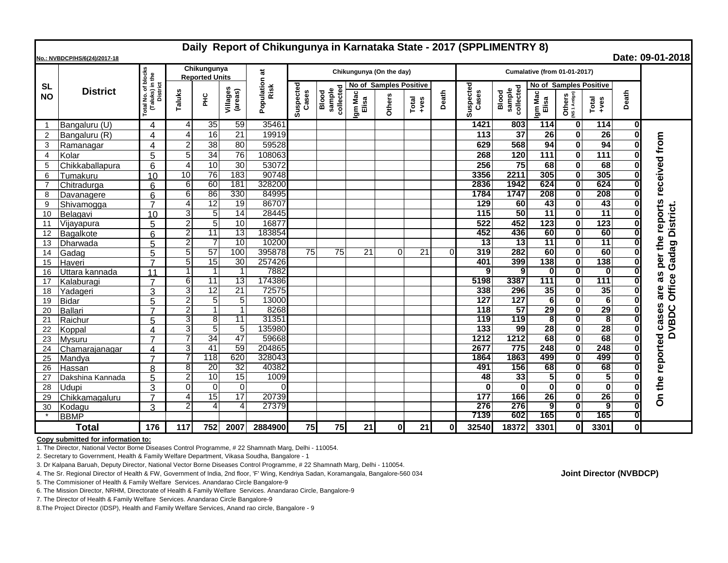# Daily Report of Chikungunya in Karnataka State - 2017 (SPPLIMENTRY 8)

**No.: NVBDCP/HS/6(24)/2017-18**

**Date: 09-01-2018**

| SL NO | District | Total No. of blocks (Taluks) in the District | Chikungunya Reported Units | | | Population at Risk | Chikungunya (On the day) | | | | | | Cumalative (from 01-01-2017) | | | | | | |
|---|---|---|---|---|---|---|---|---|---|---|---|---|---|---|---|---|---|---|---|
| | | | Taluks | PHC | Villages (areas) | | Suspected Cases | Blood sample collected | No of Samples Positive | | | Death | Suspected Cases | Blood sample collected | No of Samples Positive | | | Death | |
| | | | | | | | | | Igm Mac Elisa | Others | Total +ves | | | | Igm Mac Elisa | Others (NS 1 Antign) | Total +ves | | |
| 1 | Bangaluru (U) | 4 | 4 | 35 | 59 | 35461 | | | | | | | 1421 | 803 | 114 | 0 | 114 | 0 | On the reported cases are as per the reports received from DVBDC Office Gadag District. |
| 2 | Bangaluru (R) | 4 | 4 | 16 | 21 | 19919 | | | | | | | 113 | 37 | 26 | 0 | 26 | 0 | |
| 3 | Ramanagar | 4 | 2 | 38 | 80 | 59528 | | | | | | | 629 | 568 | 94 | 0 | 94 | 0 | |
| 4 | Kolar | 5 | 5 | 34 | 76 | 108063 | | | | | | | 268 | 120 | 111 | 0 | 111 | 0 | |
| 5 | Chikkaballapura | 6 | 4 | 10 | 30 | 53072 | | | | | | | 256 | 75 | 68 | 0 | 68 | 0 | |
| 6 | Tumakuru | 10 | 10 | 76 | 183 | 90748 | | | | | | | 3356 | 2211 | 305 | 0 | 305 | 0 | |
| 7 | Chitradurga | 6 | 6 | 60 | 181 | 328200 | | | | | | | 2836 | 1942 | 624 | 0 | 624 | 0 | |
| 8 | Davanagere | 6 | 6 | 86 | 330 | 84995 | | | | | | | 1784 | 1747 | 208 | 0 | 208 | 0 | |
| 9 | Shivamogga | 7 | 4 | 12 | 19 | 86707 | | | | | | | 129 | 60 | 43 | 0 | 43 | 0 | |
| 10 | Belagavi | 10 | 3 | 5 | 14 | 28445 | | | | | | | 115 | 50 | 11 | 0 | 11 | 0 | |
| 11 | Vijayapura | 5 | 2 | 5 | 10 | 16877 | | | | | | | 522 | 452 | 123 | 0 | 123 | 0 | |
| 12 | Bagalkote | 6 | 2 | 11 | 13 | 183854 | | | | | | | 452 | 436 | 60 | 0 | 60 | 0 | |
| 13 | Dharwada | 5 | 2 | 7 | 10 | 10200 | | | | | | | 13 | 13 | 11 | 0 | 11 | 0 | |
| 14 | Gadag | 5 | 5 | 57 | 100 | 395878 | 75 | 75 | 21 | 0 | 21 | 0 | 319 | 282 | 60 | 0 | 60 | 0 | |
| 15 | Haveri | 7 | 5 | 15 | 30 | 257426 | | | | | | | 401 | 399 | 138 | 0 | 138 | 0 | |
| 16 | Uttara kannada | 11 | 1 | 1 | 1 | 7882 | | | | | | | 9 | 9 | 0 | 0 | 0 | 0 | |
| 17 | Kalaburagi | 7 | 6 | 11 | 13 | 174386 | | | | | | | 5198 | 3387 | 111 | 0 | 111 | 0 | |
| 18 | Yadageri | 3 | 3 | 12 | 21 | 72575 | | | | | | | 338 | 296 | 35 | 0 | 35 | 0 | |
| 19 | Bidar | 5 | 2 | 5 | 5 | 13000 | | | | | | | 127 | 127 | 6 | 0 | 6 | 0 | |
| 20 | Ballari | 7 | 2 | 1 | 1 | 8268 | | | | | | | 118 | 57 | 29 | 0 | 29 | 0 | |
| 21 | Raichur | 5 | 3 | 8 | 11 | 31351 | | | | | | | 119 | 119 | 8 | 0 | 8 | 0 | |
| 22 | Koppal | 4 | 3 | 5 | 5 | 135980 | | | | | | | 133 | 99 | 28 | 0 | 28 | 0 | |
| 23 | Mysuru | 7 | 7 | 34 | 47 | 59668 | | | | | | | 1212 | 1212 | 68 | 0 | 68 | 0 | |
| 24 | Chamarajanagar | 4 | 3 | 41 | 59 | 204865 | | | | | | | 2677 | 775 | 248 | 0 | 248 | 0 | |
| 25 | Mandya | 7 | 7 | 118 | 620 | 328043 | | | | | | | 1864 | 1863 | 499 | 0 | 499 | 0 | |
| 26 | Hassan | 8 | 8 | 20 | 32 | 40382 | | | | | | | 491 | 156 | 68 | 0 | 68 | 0 | |
| 27 | Dakshina Kannada | 5 | 2 | 10 | 15 | 1009 | | | | | | | 48 | 33 | 5 | 0 | 5 | 0 | |
| 28 | Udupi | 3 | 0 | 0 | 0 | 0 | | | | | | | 0 | 0 | 0 | 0 | 0 | 0 | |
| 29 | Chikkamagaluru | 7 | 4 | 15 | 17 | 20739 | | | | | | | 177 | 166 | 26 | 0 | 26 | 0 | |
| 30 | Kodagu | 3 | 2 | 4 | 4 | 27379 | | | | | | | 276 | 276 | 9 | 0 | 9 | 0 | |
| * | BBMP | | | | | | | | | | | | 7139 | 602 | 165 | 0 | 165 | 0 | |
| **Total** | | **176** | **117** | **752** | **2007** | **2884900** | **75** | **75** | **21** | **0** | **21** | **0** | **32540** | **18372** | **3301** | **0** | **3301** | **0** | |

**Copy submitted for information to:**

1. The Director, National Vector Borne Diseases Control Programme, # 22 Shamnath Marg, Delhi - 110054.
2. Secretary to Government, Health & Family Welfare Department, Vikasa Soudha, Bangalore - 1
3. Dr Kalpana Baruah, Deputy Director, National Vector Borne Diseases Control Programme, # 22 Shamnath Marg, Delhi - 110054.
4. The Sr. Regional Director of Health & FW, Government of India, 2nd floor, 'F' Wing, Kendriya Sadan, Koramangala, Bangalore-560 034
5. The Commisioner of Health & Family Welfare Services. Anandarao Circle Bangalore-9
6. The Mission Director, NRHM, Directorate of Health & Family Welfare Services. Anandarao Circle, Bangalore-9
7. The Director of Health & Family Welfare Services. Anandarao Circle Bangalore-9
8.The Project Director (IDSP), Health and Family Welfare Services, Anand rao circle, Bangalore - 9

**Joint Director (NVBDCP)**